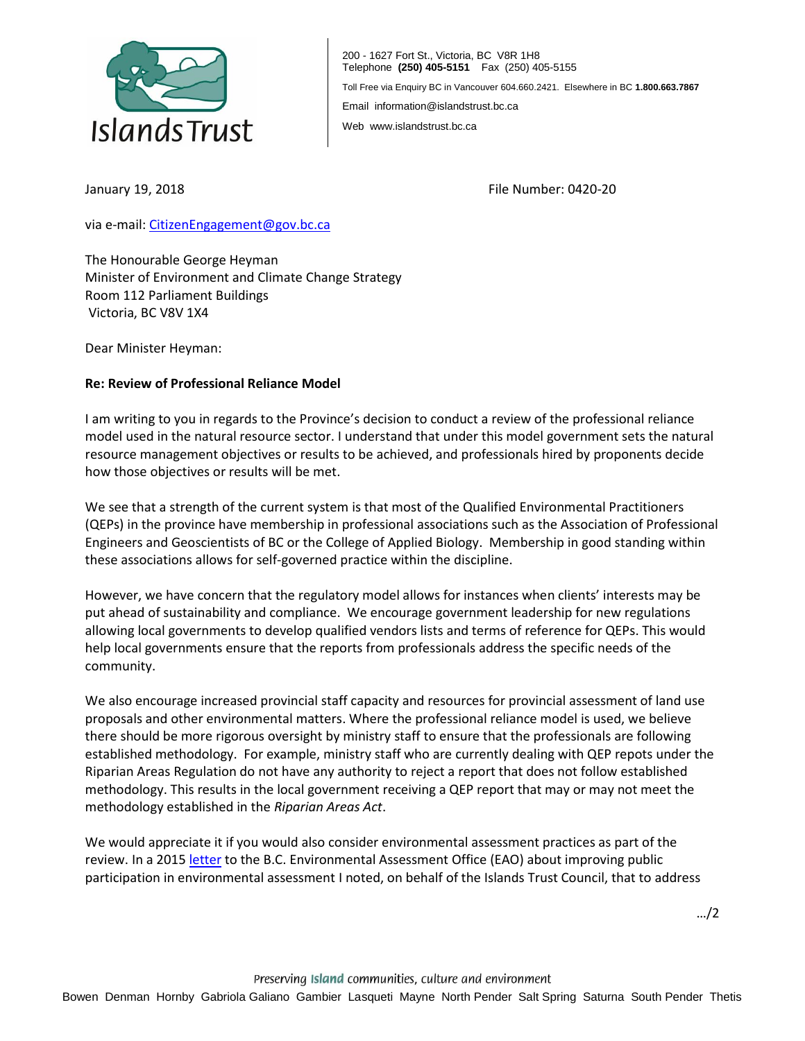Islands Trust

200 - 1627 Fort St., Victoria, BC V8R 1H8
Telephone **(250) 405-5151** Fax (250) 405-5155

Toll Free via Enquiry BC in Vancouver 604.660.2421. Elsewhere in BC **1.800.663.7867**

Email information@islandstrust.bc.ca

Web www.islandstrust.bc.ca

January 19, 2018 File Number: 0420-20

via e-mail: [CitizenEngagement@gov.bc.ca](mailto:CitizenEngagement@gov.bc.ca)

The Honourable George Heyman
Minister of Environment and Climate Change Strategy
Room 112 Parliament Buildings
Victoria, BC V8V 1X4

Dear Minister Heyman:

**Re: Review of Professional Reliance Model**

I am writing to you in regards to the Province's decision to conduct a review of the professional reliance model used in the natural resource sector. I understand that under this model government sets the natural resource management objectives or results to be achieved, and professionals hired by proponents decide how those objectives or results will be met.

We see that a strength of the current system is that most of the Qualified Environmental Practitioners (QEPs) in the province have membership in professional associations such as the Association of Professional Engineers and Geoscientists of BC or the College of Applied Biology. Membership in good standing within these associations allows for self-governed practice within the discipline.

However, we have concern that the regulatory model allows for instances when clients' interests may be put ahead of sustainability and compliance. We encourage government leadership for new regulations allowing local governments to develop qualified vendors lists and terms of reference for QEPs. This would help local governments ensure that the reports from professionals address the specific needs of the community.

We also encourage increased provincial staff capacity and resources for provincial assessment of land use proposals and other environmental matters. Where the professional reliance model is used, we believe there should be more rigorous oversight by ministry staff to ensure that the professionals are following established methodology. For example, ministry staff who are currently dealing with QEP repots under the Riparian Areas Regulation do not have any authority to reject a report that does not follow established methodology. This results in the local government receiving a QEP report that may or may not meet the methodology established in the *Riparian Areas Act*.

We would appreciate it if you would also consider environmental assessment practices as part of the review. In a 2015 letter to the B.C. Environmental Assessment Office (EAO) about improving public participation in environmental assessment I noted, on behalf of the Islands Trust Council, that to address

…/2

Preserving Island communities, culture and environment

Bowen Denman Hornby Gabriola Galiano Gambier Lasqueti Mayne North Pender Salt Spring Saturna South Pender Thetis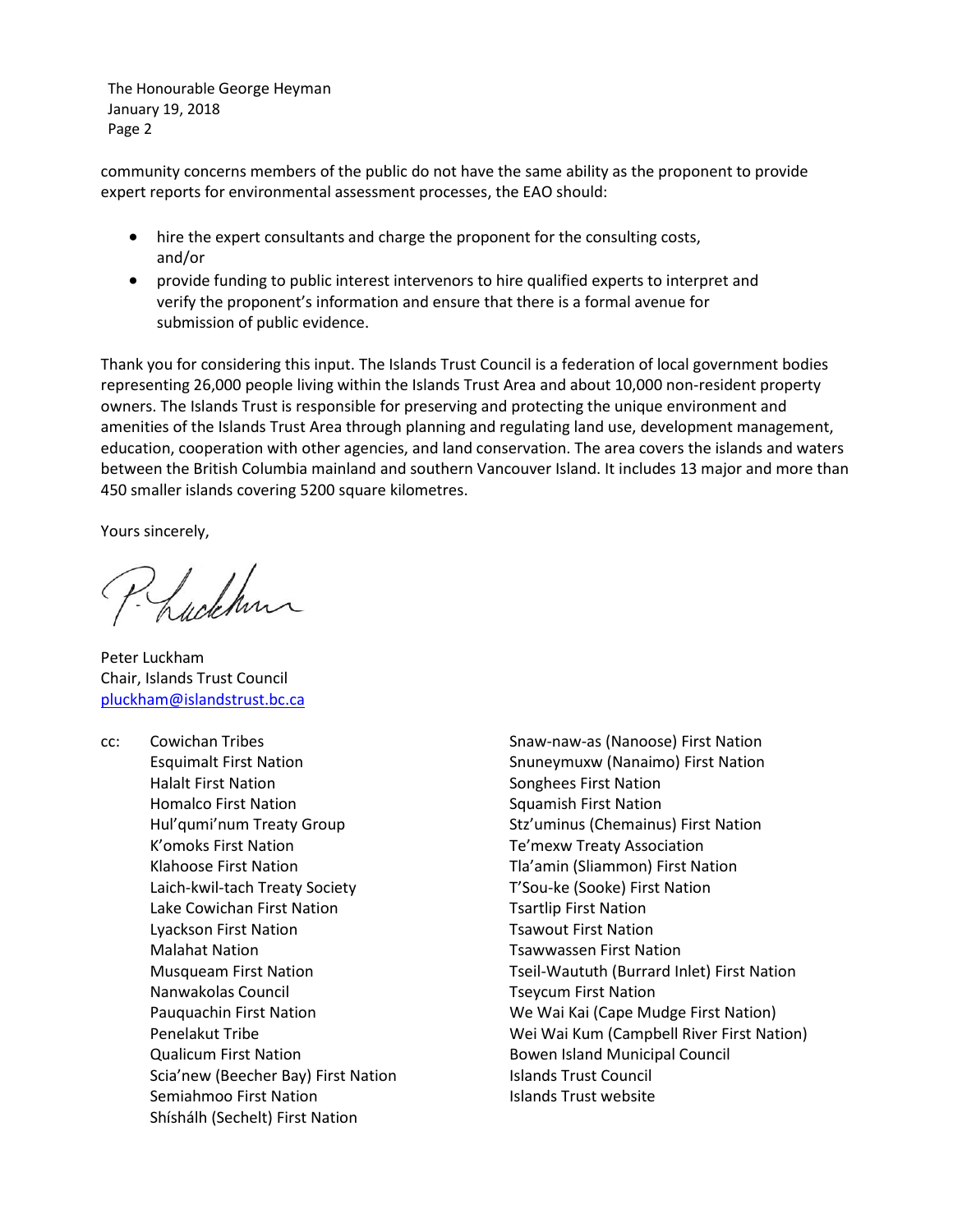community concerns members of the public do not have the same ability as the proponent to provide expert reports for environmental assessment processes, the EAO should:

- hire the expert consultants and charge the proponent for the consulting costs, and/or
- provide funding to public interest intervenors to hire qualified experts to interpret and verify the proponent's information and ensure that there is a formal avenue for submission of public evidence.

Thank you for considering this input. The Islands Trust Council is a federation of local government bodies representing 26,000 people living within the Islands Trust Area and about 10,000 non-resident property owners. The Islands Trust is responsible for preserving and protecting the unique environment and amenities of the Islands Trust Area through planning and regulating land use, development management, education, cooperation with other agencies, and land conservation. The area covers the islands and waters between the British Columbia mainland and southern Vancouver Island. It includes 13 major and more than 450 smaller islands covering 5200 square kilometres.

Yours sincerely,

Peter Luckham
Chair, Islands Trust Council
pluckham@islandstrust.bc.ca

cc:
Cowichan Tribes
Esquimalt First Nation
Halalt First Nation
Homalco First Nation
Hul'qumi'num Treaty Group
K'omoks First Nation
Klahoose First Nation
Laich-kwil-tach Treaty Society
Lake Cowichan First Nation
Lyackson First Nation
Malahat Nation
Musqueam First Nation
Nanwakolas Council
Pauquachin First Nation
Penelakut Tribe
Qualicum First Nation
Scia'new (Beecher Bay) First Nation
Semiahmoo First Nation
Shíshálh (Sechelt) First Nation
Snaw-naw-as (Nanoose) First Nation
Snuneymuxw (Nanaimo) First Nation
Songhees First Nation
Squamish First Nation
Stz'uminus (Chemainus) First Nation
Te'mexw Treaty Association
Tla'amin (Sliammon) First Nation
T'Sou-ke (Sooke) First Nation
Tsartlip First Nation
Tsawout First Nation
Tsawwassen First Nation
Tseil-Waututh (Burrard Inlet) First Nation
Tseycum First Nation
We Wai Kai (Cape Mudge First Nation)
Wei Wai Kum (Campbell River First Nation)
Bowen Island Municipal Council
Islands Trust Council
Islands Trust website